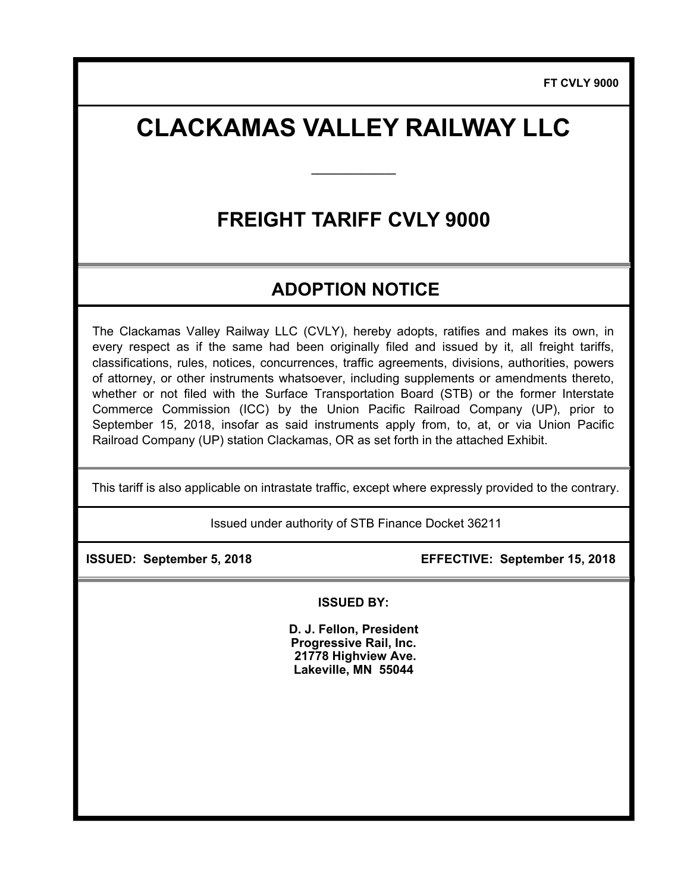FT CVLY 9000

# CLACKAMAS VALLEY RAILWAY LLC

## FREIGHT TARIFF CVLY 9000

## ADOPTION NOTICE

The Clackamas Valley Railway LLC (CVLY), hereby adopts, ratifies and makes its own, in every respect as if the same had been originally filed and issued by it, all freight tariffs, classifications, rules, notices, concurrences, traffic agreements, divisions, authorities, powers of attorney, or other instruments whatsoever, including supplements or amendments thereto, whether or not filed with the Surface Transportation Board (STB) or the former Interstate Commerce Commission (ICC) by the Union Pacific Railroad Company (UP), prior to September 15, 2018, insofar as said instruments apply from, to, at, or via Union Pacific Railroad Company (UP) station Clackamas, OR as set forth in the attached Exhibit.

This tariff is also applicable on intrastate traffic, except where expressly provided to the contrary.

Issued under authority of STB Finance Docket 36211

**ISSUED: September 5, 2018** **EFFECTIVE: September 15, 2018**

**ISSUED BY:**

**D. J. Fellon, President**
**Progressive Rail, Inc.**
**21778 Highview Ave.**
**Lakeville, MN 55044**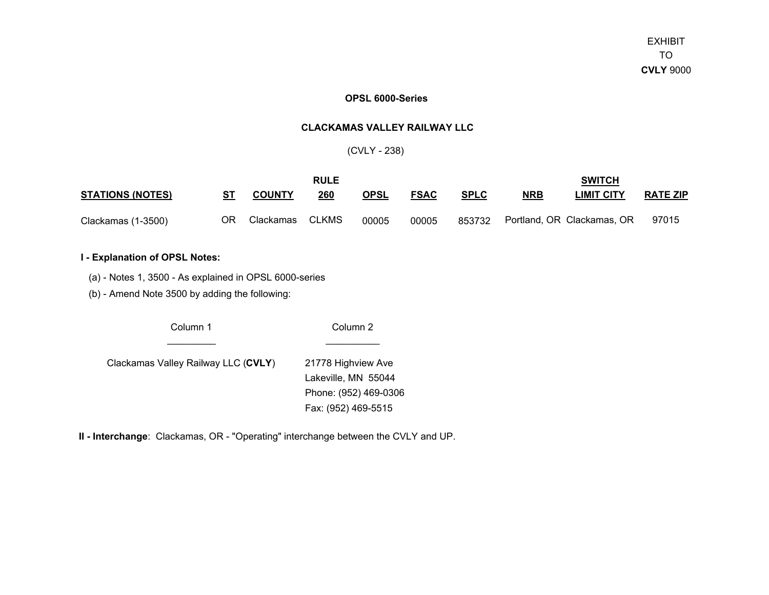EXHIBIT
TO
**CVLY** 9000

**OPSL 6000-Series**

**CLACKAMAS VALLEY RAILWAY LLC**

(CVLY - 238)

| STATIONS (NOTES) | ST | COUNTY | RULE 260 | OPSL | FSAC | SPLC | NRB | SWITCH LIMIT CITY | RATE ZIP |
|---|---|---|---|---|---|---|---|---|---|
| Clackamas (1-3500) | OR | Clackamas | CLKMS | 00005 | 00005 | 853732 | Portland, OR | Clackamas, OR | 97015 |

**I - Explanation of OPSL Notes:**

(a) - Notes 1, 3500 - As explained in OPSL 6000-series

(b) - Amend Note 3500 by adding the following:

| Column 1 | Column 2 |
|---|---|
| Clackamas Valley Railway LLC (**CVLY**) | 21778 Highview Ave<br>Lakeville, MN 55044<br>Phone: (952) 469-0306<br>Fax: (952) 469-5515 |

**II - Interchange**: Clackamas, OR - "Operating" interchange between the CVLY and UP.